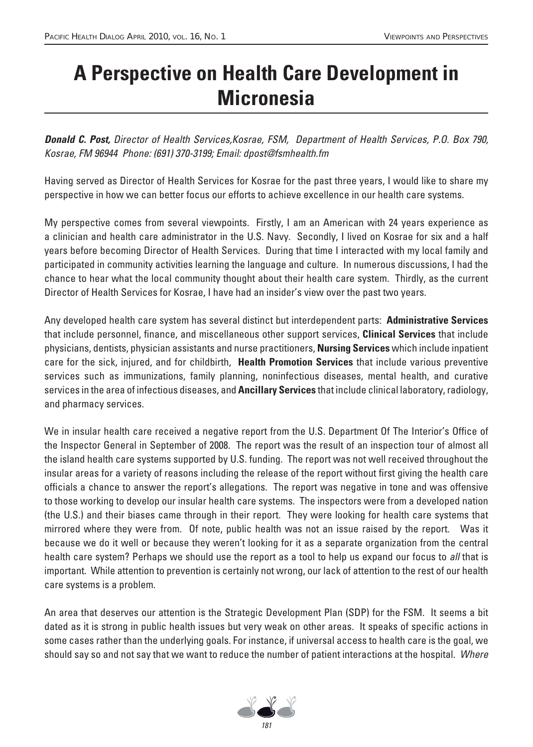# A Perspective on Health Care Development in Micronesia

***Donald C. Post,*** *Director of Health Services,Kosrae, FSM, Department of Health Services, P.O. Box 790, Kosrae, FM 96944 Phone: (691) 370-3199; Email: dpost@fsmhealth.fm*

Having served as Director of Health Services for Kosrae for the past three years, I would like to share my perspective in how we can better focus our efforts to achieve excellence in our health care systems.

My perspective comes from several viewpoints. Firstly, I am an American with 24 years experience as a clinician and health care administrator in the U.S. Navy. Secondly, I lived on Kosrae for six and a half years before becoming Director of Health Services. During that time I interacted with my local family and participated in community activities learning the language and culture. In numerous discussions, I had the chance to hear what the local community thought about their health care system. Thirdly, as the current Director of Health Services for Kosrae, I have had an insider's view over the past two years.

Any developed health care system has several distinct but interdependent parts: **Administrative Services** that include personnel, finance, and miscellaneous other support services, **Clinical Services** that include physicians, dentists, physician assistants and nurse practitioners, **Nursing Services** which include inpatient care for the sick, injured, and for childbirth, **Health Promotion Services** that include various preventive services such as immunizations, family planning, noninfectious diseases, mental health, and curative services in the area of infectious diseases, and **Ancillary Services** that include clinical laboratory, radiology, and pharmacy services.

We in insular health care received a negative report from the U.S. Department Of The Interior's Office of the Inspector General in September of 2008. The report was the result of an inspection tour of almost all the island health care systems supported by U.S. funding. The report was not well received throughout the insular areas for a variety of reasons including the release of the report without first giving the health care officials a chance to answer the report's allegations. The report was negative in tone and was offensive to those working to develop our insular health care systems. The inspectors were from a developed nation (the U.S.) and their biases came through in their report. They were looking for health care systems that mirrored where they were from. Of note, public health was not an issue raised by the report. Was it because we do it well or because they weren't looking for it as a separate organization from the central health care system? Perhaps we should use the report as a tool to help us expand our focus to *all* that is important. While attention to prevention is certainly not wrong, our lack of attention to the rest of our health care systems is a problem.

An area that deserves our attention is the Strategic Development Plan (SDP) for the FSM. It seems a bit dated as it is strong in public health issues but very weak on other areas. It speaks of specific actions in some cases rather than the underlying goals. For instance, if universal access to health care is the goal, we should say so and not say that we want to reduce the number of patient interactions at the hospital. *Where*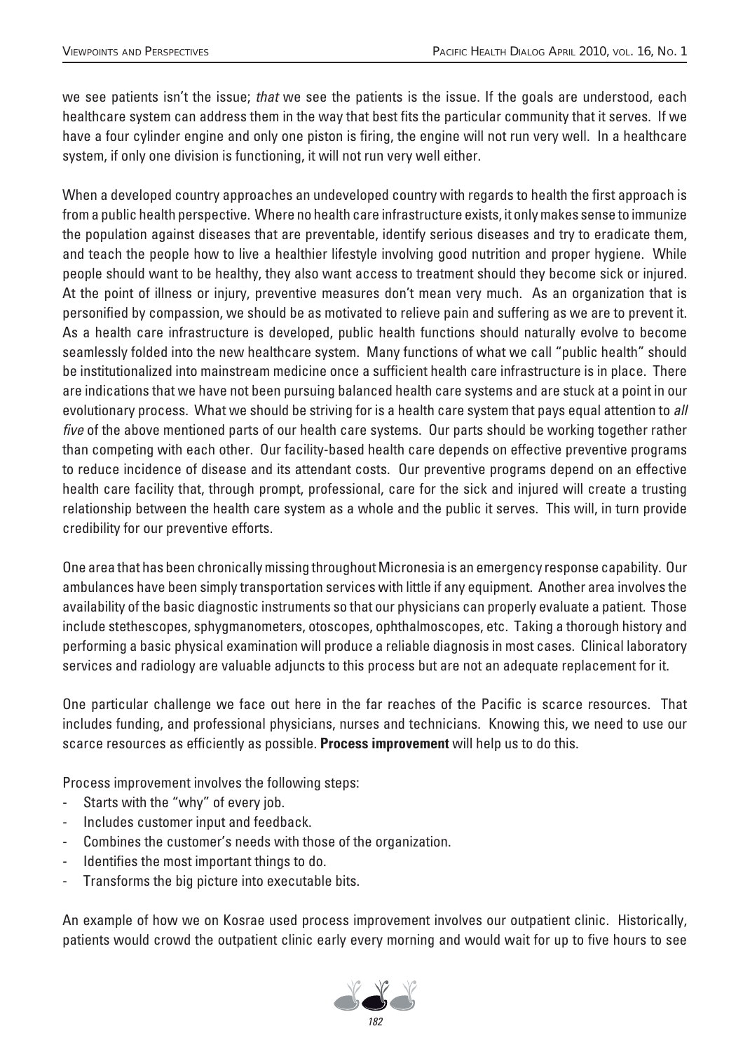we see patients isn't the issue; *that* we see the patients is the issue. If the goals are understood, each healthcare system can address them in the way that best fits the particular community that it serves. If we have a four cylinder engine and only one piston is firing, the engine will not run very well. In a healthcare system, if only one division is functioning, it will not run very well either.

When a developed country approaches an undeveloped country with regards to health the first approach is from a public health perspective. Where no health care infrastructure exists, it only makes sense to immunize the population against diseases that are preventable, identify serious diseases and try to eradicate them, and teach the people how to live a healthier lifestyle involving good nutrition and proper hygiene. While people should want to be healthy, they also want access to treatment should they become sick or injured. At the point of illness or injury, preventive measures don't mean very much. As an organization that is personified by compassion, we should be as motivated to relieve pain and suffering as we are to prevent it. As a health care infrastructure is developed, public health functions should naturally evolve to become seamlessly folded into the new healthcare system. Many functions of what we call "public health" should be institutionalized into mainstream medicine once a sufficient health care infrastructure is in place. There are indications that we have not been pursuing balanced health care systems and are stuck at a point in our evolutionary process. What we should be striving for is a health care system that pays equal attention to *all five* of the above mentioned parts of our health care systems. Our parts should be working together rather than competing with each other. Our facility-based health care depends on effective preventive programs to reduce incidence of disease and its attendant costs. Our preventive programs depend on an effective health care facility that, through prompt, professional, care for the sick and injured will create a trusting relationship between the health care system as a whole and the public it serves. This will, in turn provide credibility for our preventive efforts.

One area that has been chronically missing throughout Micronesia is an emergency response capability. Our ambulances have been simply transportation services with little if any equipment. Another area involves the availability of the basic diagnostic instruments so that our physicians can properly evaluate a patient. Those include stethescopes, sphygmanometers, otoscopes, ophthalmoscopes, etc. Taking a thorough history and performing a basic physical examination will produce a reliable diagnosis in most cases. Clinical laboratory services and radiology are valuable adjuncts to this process but are not an adequate replacement for it.

One particular challenge we face out here in the far reaches of the Pacific is scarce resources. That includes funding, and professional physicians, nurses and technicians. Knowing this, we need to use our scarce resources as efficiently as possible. **Process improvement** will help us to do this.

Process improvement involves the following steps:

- Starts with the "why" of every job.
- Includes customer input and feedback.
- Combines the customer's needs with those of the organization.
- Identifies the most important things to do.
- Transforms the big picture into executable bits.

An example of how we on Kosrae used process improvement involves our outpatient clinic. Historically, patients would crowd the outpatient clinic early every morning and would wait for up to five hours to see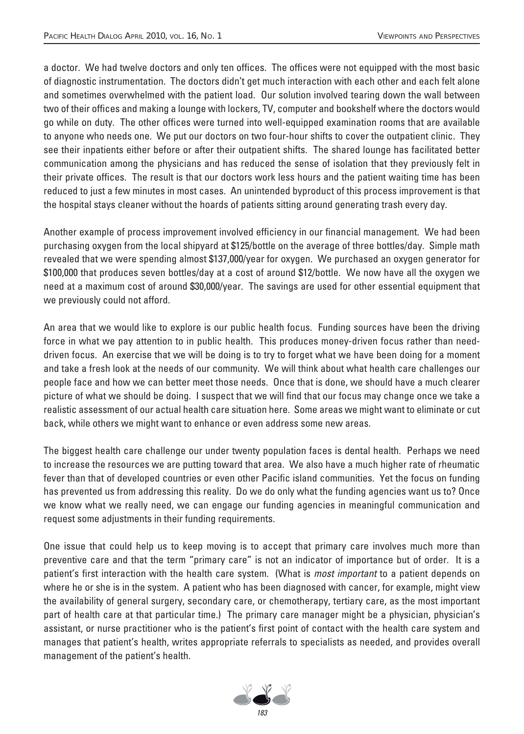a doctor. We had twelve doctors and only ten offices. The offices were not equipped with the most basic of diagnostic instrumentation. The doctors didn't get much interaction with each other and each felt alone and sometimes overwhelmed with the patient load. Our solution involved tearing down the wall between two of their offices and making a lounge with lockers, TV, computer and bookshelf where the doctors would go while on duty. The other offices were turned into well-equipped examination rooms that are available to anyone who needs one. We put our doctors on two four-hour shifts to cover the outpatient clinic. They see their inpatients either before or after their outpatient shifts. The shared lounge has facilitated better communication among the physicians and has reduced the sense of isolation that they previously felt in their private offices. The result is that our doctors work less hours and the patient waiting time has been reduced to just a few minutes in most cases. An unintended byproduct of this process improvement is that the hospital stays cleaner without the hoards of patients sitting around generating trash every day.

Another example of process improvement involved efficiency in our financial management. We had been purchasing oxygen from the local shipyard at $125/bottle on the average of three bottles/day. Simple math revealed that we were spending almost $137,000/year for oxygen. We purchased an oxygen generator for $100,000 that produces seven bottles/day at a cost of around $12/bottle. We now have all the oxygen we need at a maximum cost of around $30,000/year. The savings are used for other essential equipment that we previously could not afford.

An area that we would like to explore is our public health focus. Funding sources have been the driving force in what we pay attention to in public health. This produces money-driven focus rather than need-driven focus. An exercise that we will be doing is to try to forget what we have been doing for a moment and take a fresh look at the needs of our community. We will think about what health care challenges our people face and how we can better meet those needs. Once that is done, we should have a much clearer picture of what we should be doing. I suspect that we will find that our focus may change once we take a realistic assessment of our actual health care situation here. Some areas we might want to eliminate or cut back, while others we might want to enhance or even address some new areas.

The biggest health care challenge our under twenty population faces is dental health. Perhaps we need to increase the resources we are putting toward that area. We also have a much higher rate of rheumatic fever than that of developed countries or even other Pacific island communities. Yet the focus on funding has prevented us from addressing this reality. Do we do only what the funding agencies want us to? Once we know what we really need, we can engage our funding agencies in meaningful communication and request some adjustments in their funding requirements.

One issue that could help us to keep moving is to accept that primary care involves much more than preventive care and that the term "primary care" is not an indicator of importance but of order. It is a patient's first interaction with the health care system. (What is *most important* to a patient depends on where he or she is in the system. A patient who has been diagnosed with cancer, for example, might view the availability of general surgery, secondary care, or chemotherapy, tertiary care, as the most important part of health care at that particular time.) The primary care manager might be a physician, physician's assistant, or nurse practitioner who is the patient's first point of contact with the health care system and manages that patient's health, writes appropriate referrals to specialists as needed, and provides overall management of the patient's health.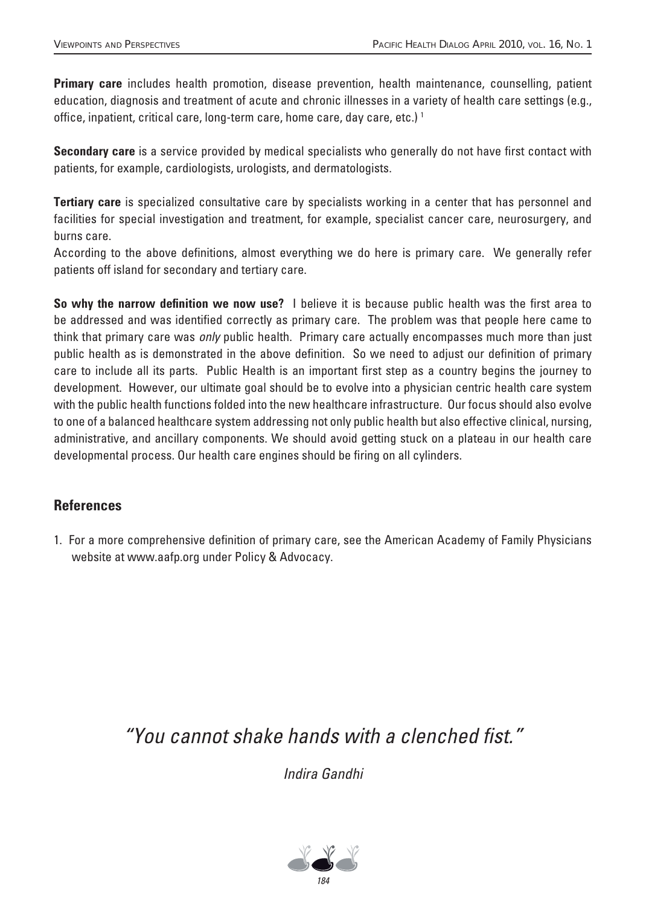**Primary care** includes health promotion, disease prevention, health maintenance, counselling, patient education, diagnosis and treatment of acute and chronic illnesses in a variety of health care settings (e.g., office, inpatient, critical care, long-term care, home care, day care, etc.) [1]

**Secondary care** is a service provided by medical specialists who generally do not have first contact with patients, for example, cardiologists, urologists, and dermatologists.

**Tertiary care** is specialized consultative care by specialists working in a center that has personnel and facilities for special investigation and treatment, for example, specialist cancer care, neurosurgery, and burns care.
According to the above definitions, almost everything we do here is primary care. We generally refer patients off island for secondary and tertiary care.

**So why the narrow definition we now use?** I believe it is because public health was the first area to be addressed and was identified correctly as primary care. The problem was that people here came to think that primary care was *only* public health. Primary care actually encompasses much more than just public health as is demonstrated in the above definition. So we need to adjust our definition of primary care to include all its parts. Public Health is an important first step as a country begins the journey to development. However, our ultimate goal should be to evolve into a physician centric health care system with the public health functions folded into the new healthcare infrastructure. Our focus should also evolve to one of a balanced healthcare system addressing not only public health but also effective clinical, nursing, administrative, and ancillary components. We should avoid getting stuck on a plateau in our health care developmental process. Our health care engines should be firing on all cylinders.

## References

1. For a more comprehensive definition of primary care, see the American Academy of Family Physicians website at www.aafp.org under Policy & Advocacy.

*"You cannot shake hands with a clenched fist."*

*Indira Gandhi*